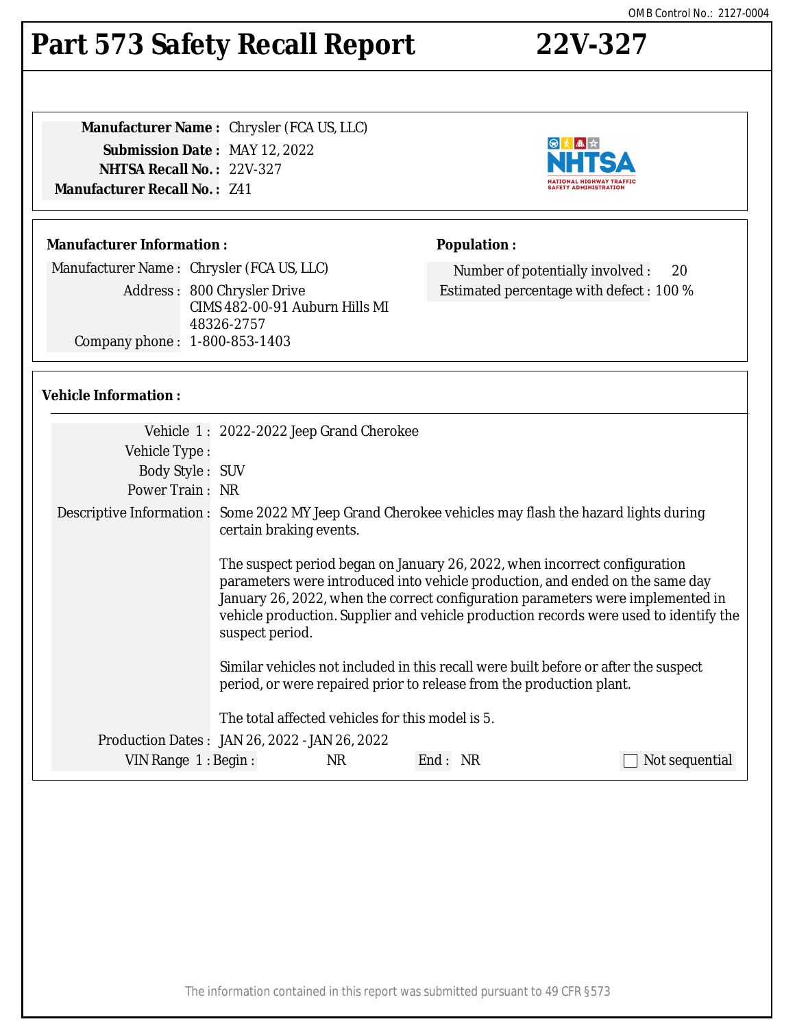OMB Control No.: 2127-0004

# Part 573 Safety Recall Report 22V-327

**Manufacturer Name :** Chrysler (FCA US, LLC)
**Submission Date :** MAY 12, 2022
**NHTSA Recall No. :** 22V-327
**Manufacturer Recall No. :** Z41

**Manufacturer Information :**

Manufacturer Name : Chrysler (FCA US, LLC)
Address : 800 Chrysler Drive
CIMS 482-00-91 Auburn Hills MI
48326-2757
Company phone : 1-800-853-1403

**Population :**

Number of potentially involved : 20
Estimated percentage with defect : 100 %

**Vehicle Information :**

Vehicle 1 : 2022-2022 Jeep Grand Cherokee
Vehicle Type :
Body Style : SUV
Power Train : NR
Descriptive Information : Some 2022 MY Jeep Grand Cherokee vehicles may flash the hazard lights during certain braking events.

The suspect period began on January 26, 2022, when incorrect configuration parameters were introduced into vehicle production, and ended on the same day January 26, 2022, when the correct configuration parameters were implemented in vehicle production. Supplier and vehicle production records were used to identify the suspect period.

Similar vehicles not included in this recall were built before or after the suspect period, or were repaired prior to release from the production plant.

The total affected vehicles for this model is 5.

Production Dates : JAN 26, 2022 - JAN 26, 2022
VIN Range 1 : Begin : NR End : NR ☐ Not sequential

The information contained in this report was submitted pursuant to 49 CFR §573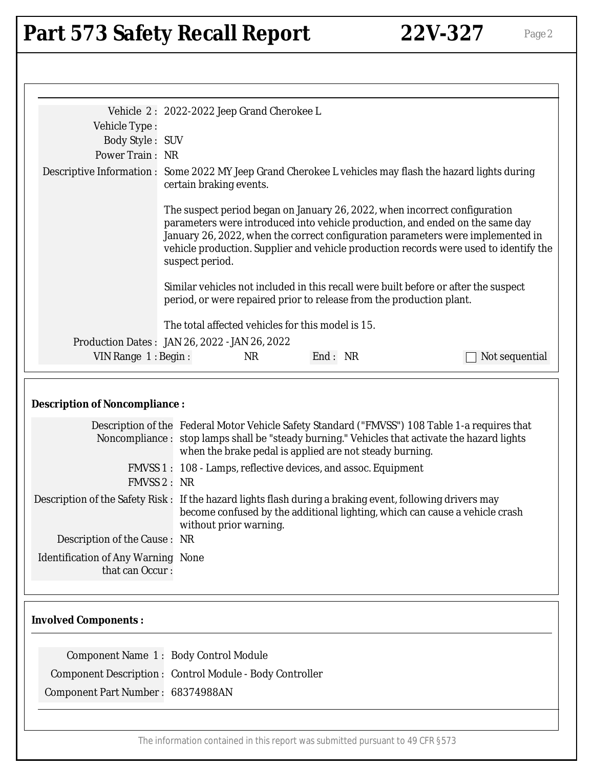Vehicle 2 : 2022-2022 Jeep Grand Cherokee L

Vehicle Type :

Body Style : SUV

Power Train : NR

Descriptive Information : Some 2022 MY Jeep Grand Cherokee L vehicles may flash the hazard lights during certain braking events.

The suspect period began on January 26, 2022, when incorrect configuration parameters were introduced into vehicle production, and ended on the same day January 26, 2022, when the correct configuration parameters were implemented in vehicle production. Supplier and vehicle production records were used to identify the suspect period.

Similar vehicles not included in this recall were built before or after the suspect period, or were repaired prior to release from the production plant.

The total affected vehicles for this model is 15.

Production Dates : JAN 26, 2022 - JAN 26, 2022

VIN Range 1 : Begin : NR End : NR ☐ Not sequential

**Description of Noncompliance :**

Description of the Noncompliance : Federal Motor Vehicle Safety Standard ("FMVSS") 108 Table 1-a requires that stop lamps shall be "steady burning." Vehicles that activate the hazard lights when the brake pedal is applied are not steady burning.

FMVSS 1 : 108 - Lamps, reflective devices, and assoc. Equipment

FMVSS 2 : NR

Description of the Safety Risk : If the hazard lights flash during a braking event, following drivers may become confused by the additional lighting, which can cause a vehicle crash without prior warning.

Description of the Cause : NR

Identification of Any Warning that can Occur : None

**Involved Components :**

Component Name 1 : Body Control Module

Component Description : Control Module - Body Controller

Component Part Number : 68374988AN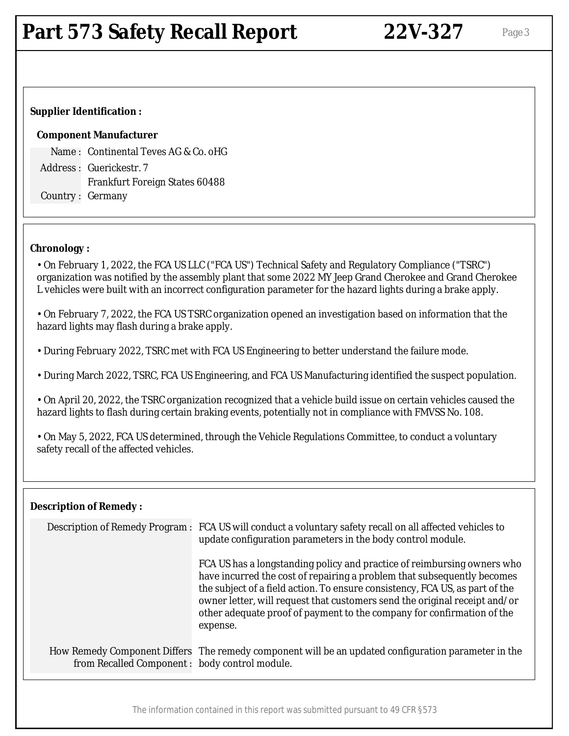## Supplier Identification :

### Component Manufacturer

| | |
|---|---|
| Name : | Continental Teves AG & Co. oHG |
| Address : | Guerickestr. 7<br>Frankfurt Foreign States 60488 |
| Country : | Germany |

## Chronology :

- On February 1, 2022, the FCA US LLC ("FCA US") Technical Safety and Regulatory Compliance ("TSRC") organization was notified by the assembly plant that some 2022 MY Jeep Grand Cherokee and Grand Cherokee L vehicles were built with an incorrect configuration parameter for the hazard lights during a brake apply.
- On February 7, 2022, the FCA US TSRC organization opened an investigation based on information that the hazard lights may flash during a brake apply.
- During February 2022, TSRC met with FCA US Engineering to better understand the failure mode.
- During March 2022, TSRC, FCA US Engineering, and FCA US Manufacturing identified the suspect population.
- On April 20, 2022, the TSRC organization recognized that a vehicle build issue on certain vehicles caused the hazard lights to flash during certain braking events, potentially not in compliance with FMVSS No. 108.
- On May 5, 2022, FCA US determined, through the Vehicle Regulations Committee, to conduct a voluntary safety recall of the affected vehicles.

## Description of Remedy :

| | |
|---|---|
| Description of Remedy Program : | FCA US will conduct a voluntary safety recall on all affected vehicles to update configuration parameters in the body control module.<br><br>FCA US has a longstanding policy and practice of reimbursing owners who have incurred the cost of repairing a problem that subsequently becomes the subject of a field action. To ensure consistency, FCA US, as part of the owner letter, will request that customers send the original receipt and/or other adequate proof of payment to the company for confirmation of the expense. |
| How Remedy Component Differs from Recalled Component : | The remedy component will be an updated configuration parameter in the body control module. |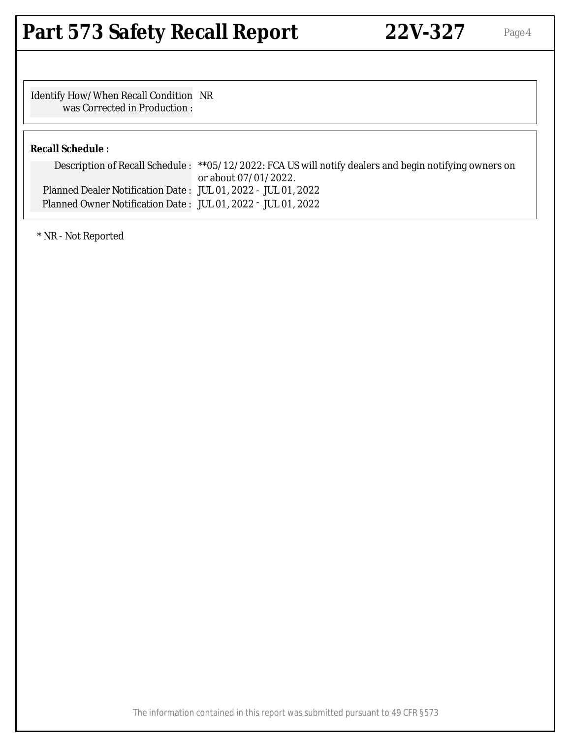Identify How/When Recall Condition was Corrected in Production : NR

**Recall Schedule :**

Description of Recall Schedule : **05/12/2022: FCA US will notify dealers and begin notifying owners on or about 07/01/2022.

Planned Dealer Notification Date : JUL 01, 2022 - JUL 01, 2022

Planned Owner Notification Date : JUL 01, 2022 - JUL 01, 2022

* NR - Not Reported

The information contained in this report was submitted pursuant to 49 CFR §573